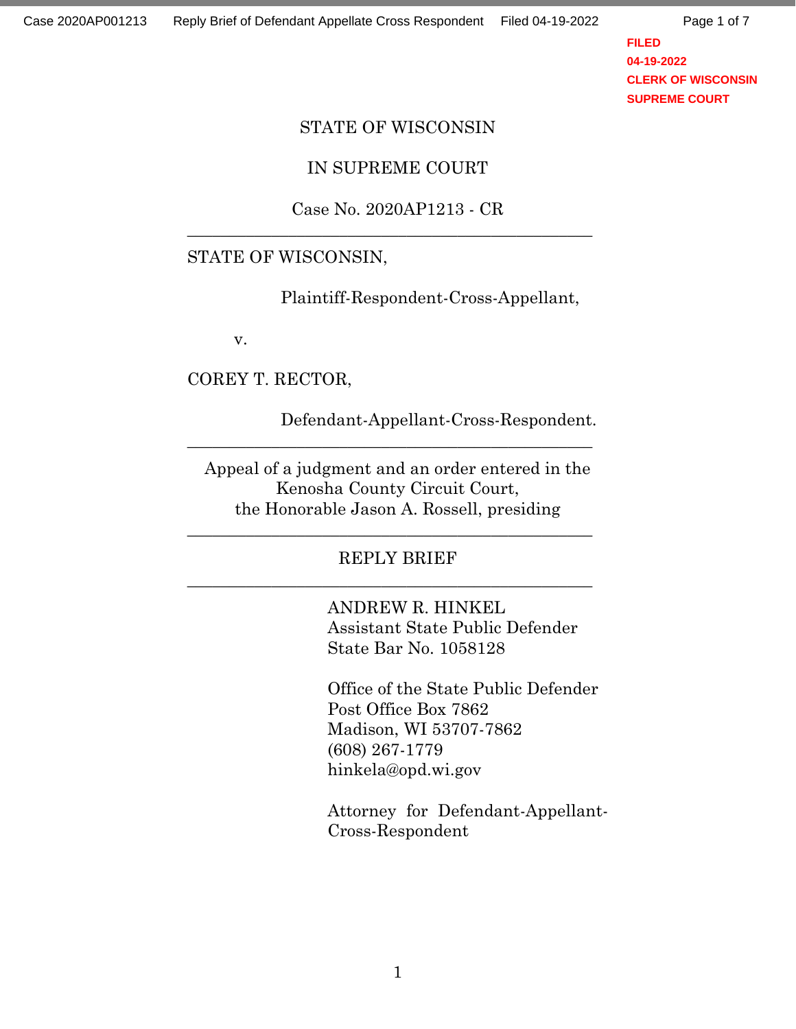FILED
04-19-2022
CLERK OF WISCONSIN
SUPREME COURT

STATE OF WISCONSIN

IN SUPREME COURT

Case No. 2020AP1213 - CR

---

STATE OF WISCONSIN,

Plaintiff-Respondent-Cross-Appellant,

v.

COREY T. RECTOR,

Defendant-Appellant-Cross-Respondent.

---

Appeal of a judgment and an order entered in the Kenosha County Circuit Court, the Honorable Jason A. Rossell, presiding

---

# REPLY BRIEF

---

ANDREW R. HINKEL
Assistant State Public Defender
State Bar No. 1058128

Office of the State Public Defender
Post Office Box 7862
Madison, WI 53707-7862
(608) 267-1779
hinkela@opd.wi.gov

Attorney for Defendant-Appellant-Cross-Respondent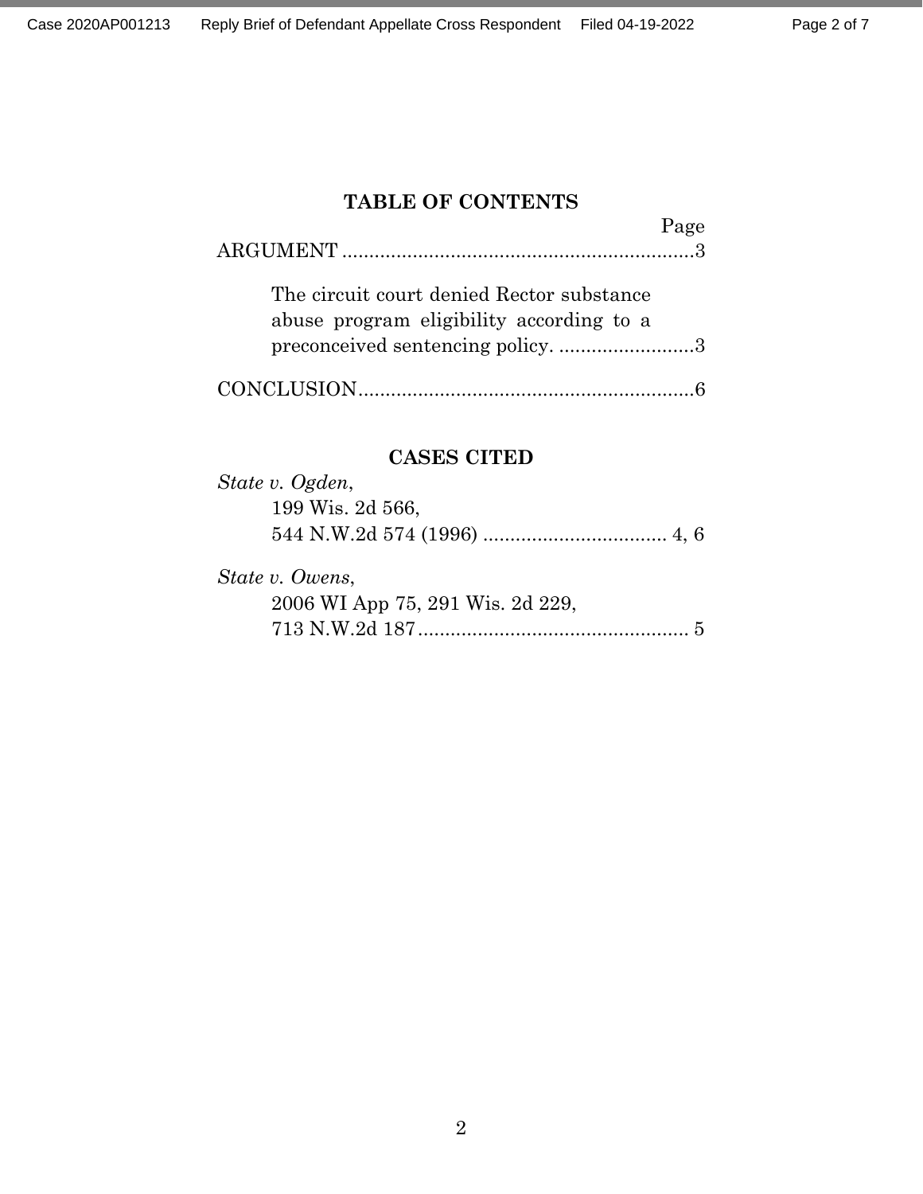## TABLE OF CONTENTS

Page

ARGUMENT ................................................................3

The circuit court denied Rector substance abuse program eligibility according to a preconceived sentencing policy. .........................3

CONCLUSION..............................................................6

## CASES CITED

*State v. Ogden*,
199 Wis. 2d 566,
544 N.W.2d 574 (1996) .................................. 4, 6

*State v. Owens*,
2006 WI App 75, 291 Wis. 2d 229,
713 N.W.2d 187.................................................. 5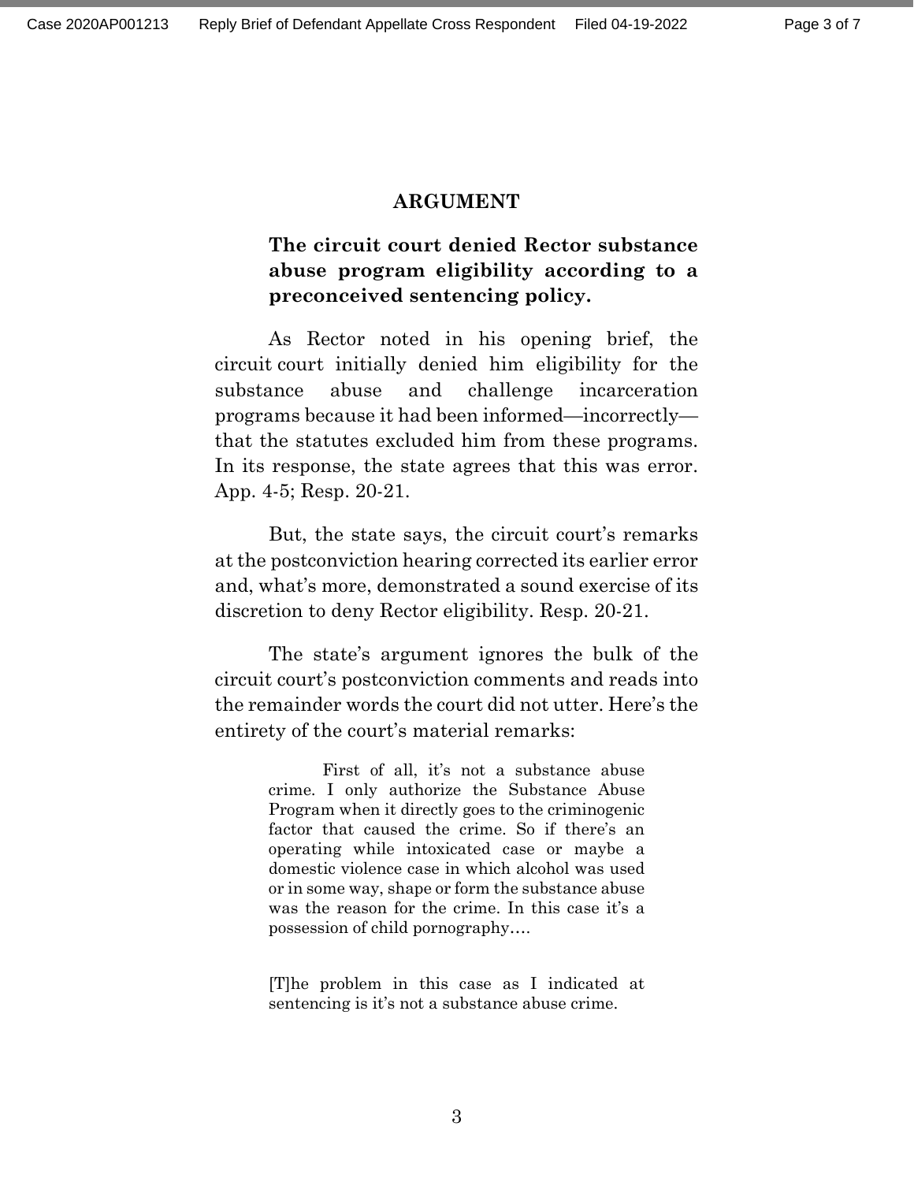## ARGUMENT

### The circuit court denied Rector substance abuse program eligibility according to a preconceived sentencing policy.

As Rector noted in his opening brief, the circuit court initially denied him eligibility for the substance abuse and challenge incarceration programs because it had been informed—incorrectly—that the statutes excluded him from these programs. In its response, the state agrees that this was error. App. 4-5; Resp. 20-21.

But, the state says, the circuit court's remarks at the postconviction hearing corrected its earlier error and, what's more, demonstrated a sound exercise of its discretion to deny Rector eligibility. Resp. 20-21.

The state's argument ignores the bulk of the circuit court's postconviction comments and reads into the remainder words the court did not utter. Here's the entirety of the court's material remarks:

> First of all, it's not a substance abuse crime. I only authorize the Substance Abuse Program when it directly goes to the criminogenic factor that caused the crime. So if there's an operating while intoxicated case or maybe a domestic violence case in which alcohol was used or in some way, shape or form the substance abuse was the reason for the crime. In this case it's a possession of child pornography….
>
> [T]he problem in this case as I indicated at sentencing is it's not a substance abuse crime.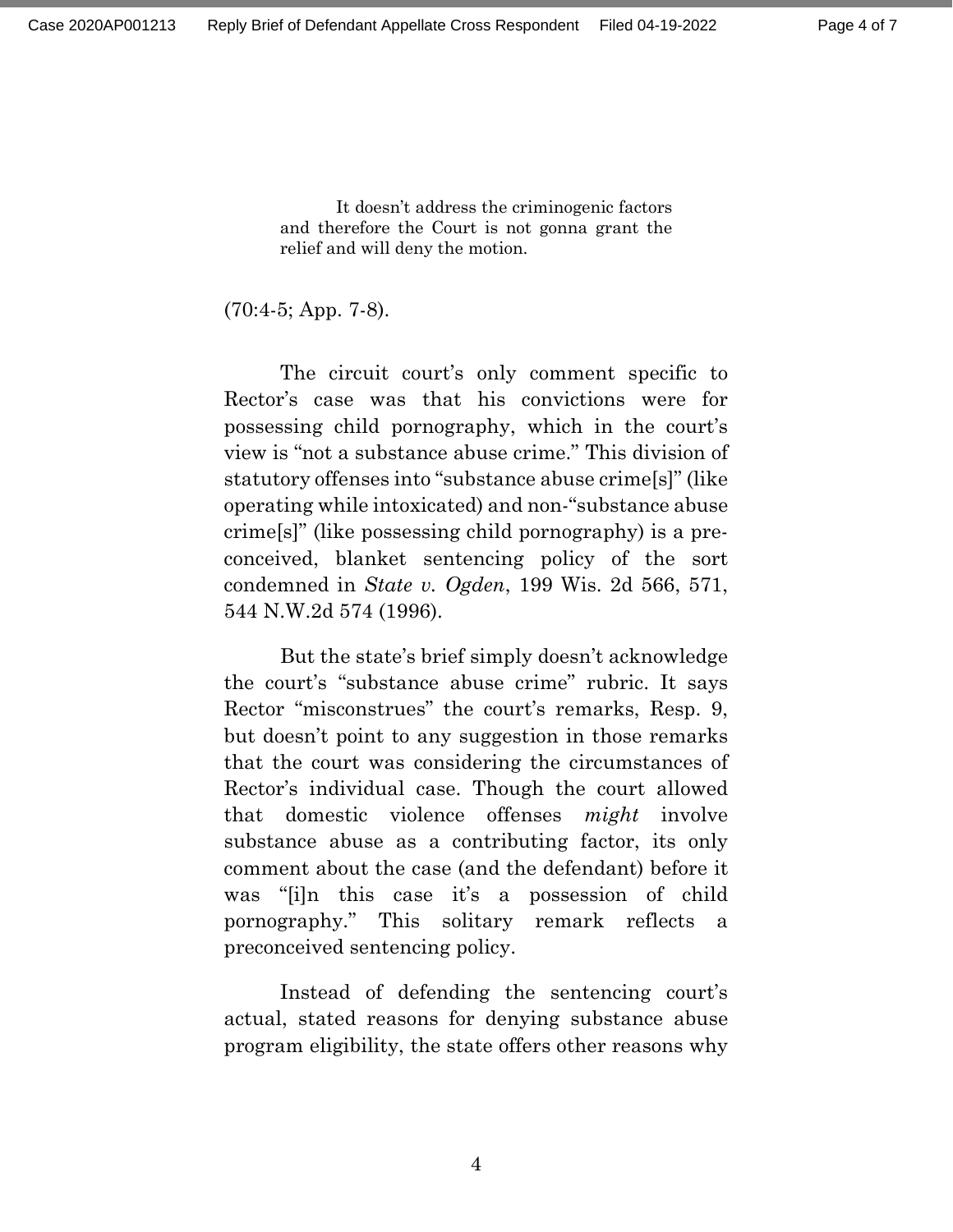> It doesn't address the criminogenic factors and therefore the Court is not gonna grant the relief and will deny the motion.

(70:4-5; App. 7-8).

The circuit court's only comment specific to Rector's case was that his convictions were for possessing child pornography, which in the court's view is "not a substance abuse crime." This division of statutory offenses into "substance abuse crime[s]" (like operating while intoxicated) and non-"substance abuse crime[s]" (like possessing child pornography) is a pre-conceived, blanket sentencing policy of the sort condemned in *State v. Ogden*, 199 Wis. 2d 566, 571, 544 N.W.2d 574 (1996).

But the state's brief simply doesn't acknowledge the court's "substance abuse crime" rubric. It says Rector "misconstrues" the court's remarks, Resp. 9, but doesn't point to any suggestion in those remarks that the court was considering the circumstances of Rector's individual case. Though the court allowed that domestic violence offenses *might* involve substance abuse as a contributing factor, its only comment about the case (and the defendant) before it was "[i]n this case it's a possession of child pornography." This solitary remark reflects a preconceived sentencing policy.

Instead of defending the sentencing court's actual, stated reasons for denying substance abuse program eligibility, the state offers other reasons why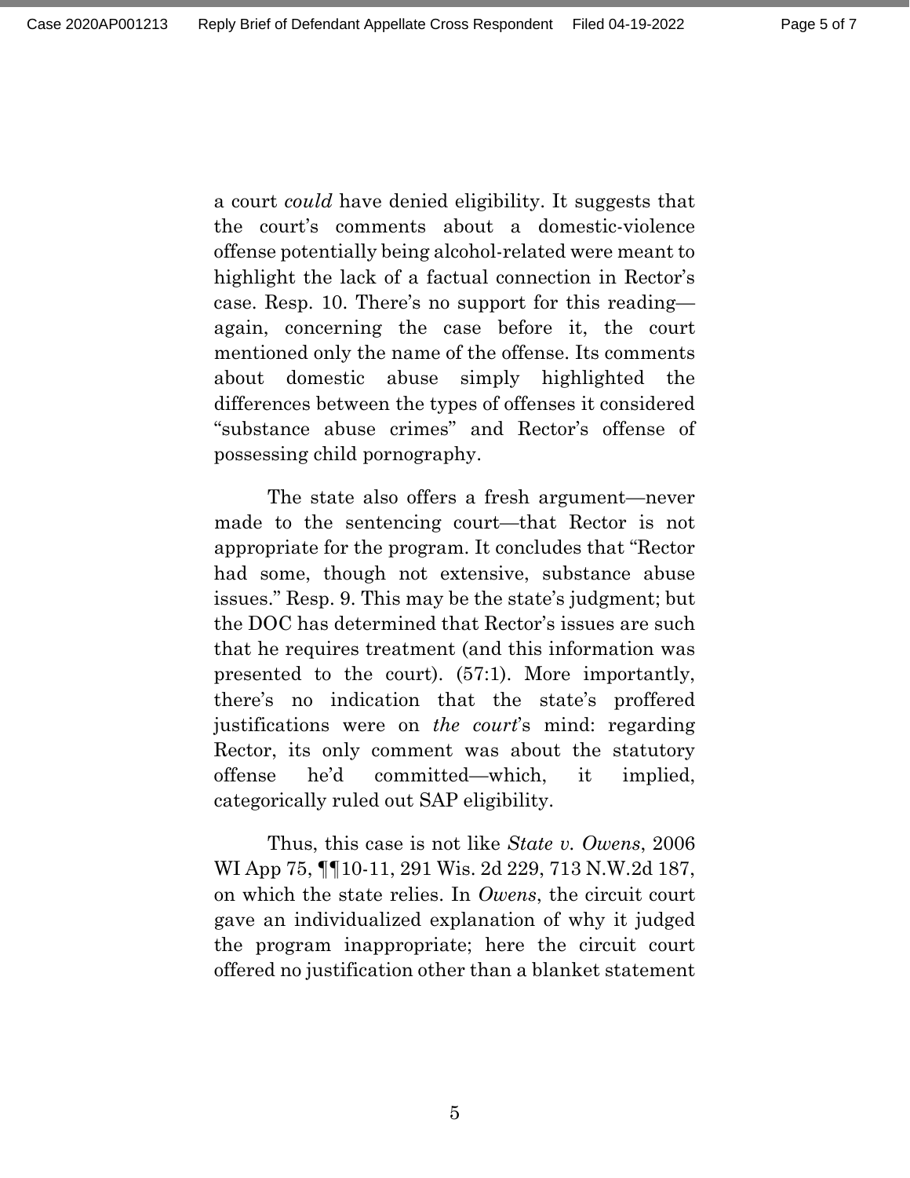a court *could* have denied eligibility. It suggests that the court's comments about a domestic-violence offense potentially being alcohol-related were meant to highlight the lack of a factual connection in Rector's case. Resp. 10. There's no support for this reading—again, concerning the case before it, the court mentioned only the name of the offense. Its comments about domestic abuse simply highlighted the differences between the types of offenses it considered "substance abuse crimes" and Rector's offense of possessing child pornography.

The state also offers a fresh argument—never made to the sentencing court—that Rector is not appropriate for the program. It concludes that "Rector had some, though not extensive, substance abuse issues." Resp. 9. This may be the state's judgment; but the DOC has determined that Rector's issues are such that he requires treatment (and this information was presented to the court). (57:1). More importantly, there's no indication that the state's proffered justifications were on *the court*'s mind: regarding Rector, its only comment was about the statutory offense he'd committed—which, it implied, categorically ruled out SAP eligibility.

Thus, this case is not like *State v. Owens*, 2006 WI App 75, ¶¶10-11, 291 Wis. 2d 229, 713 N.W.2d 187, on which the state relies. In *Owens*, the circuit court gave an individualized explanation of why it judged the program inappropriate; here the circuit court offered no justification other than a blanket statement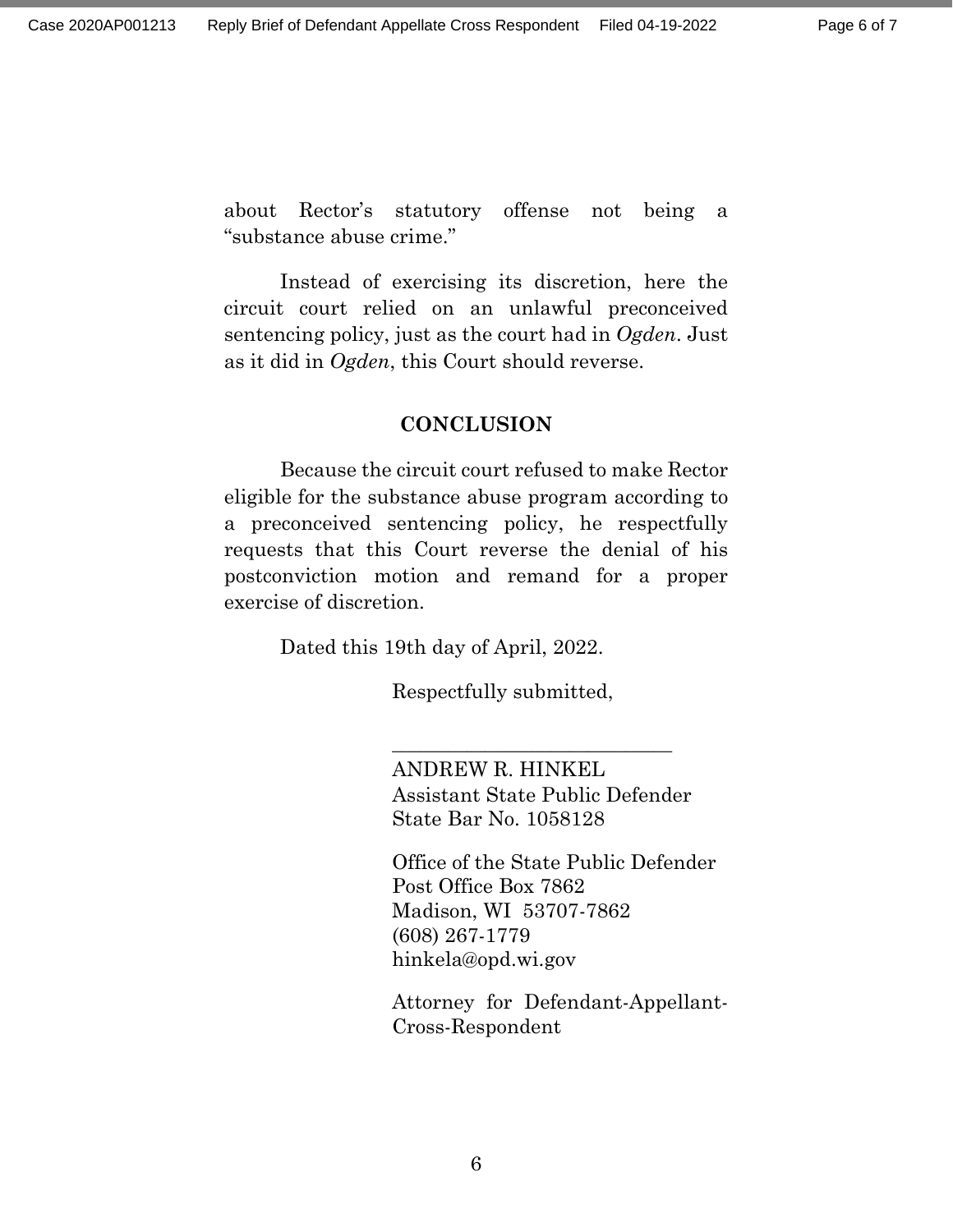about Rector's statutory offense not being a "substance abuse crime."

Instead of exercising its discretion, here the circuit court relied on an unlawful preconceived sentencing policy, just as the court had in *Ogden*. Just as it did in *Ogden*, this Court should reverse.

## CONCLUSION

Because the circuit court refused to make Rector eligible for the substance abuse program according to a preconceived sentencing policy, he respectfully requests that this Court reverse the denial of his postconviction motion and remand for a proper exercise of discretion.

Dated this 19th day of April, 2022.

Respectfully submitted,

\_\_\_\_\_\_\_\_\_\_\_\_\_\_\_\_\_\_\_\_\_\_\_\_\_\_\_\_\_

ANDREW R. HINKEL
Assistant State Public Defender
State Bar No. 1058128

Office of the State Public Defender
Post Office Box 7862
Madison, WI 53707-7862
(608) 267-1779
hinkela@opd.wi.gov

Attorney for Defendant-Appellant-Cross-Respondent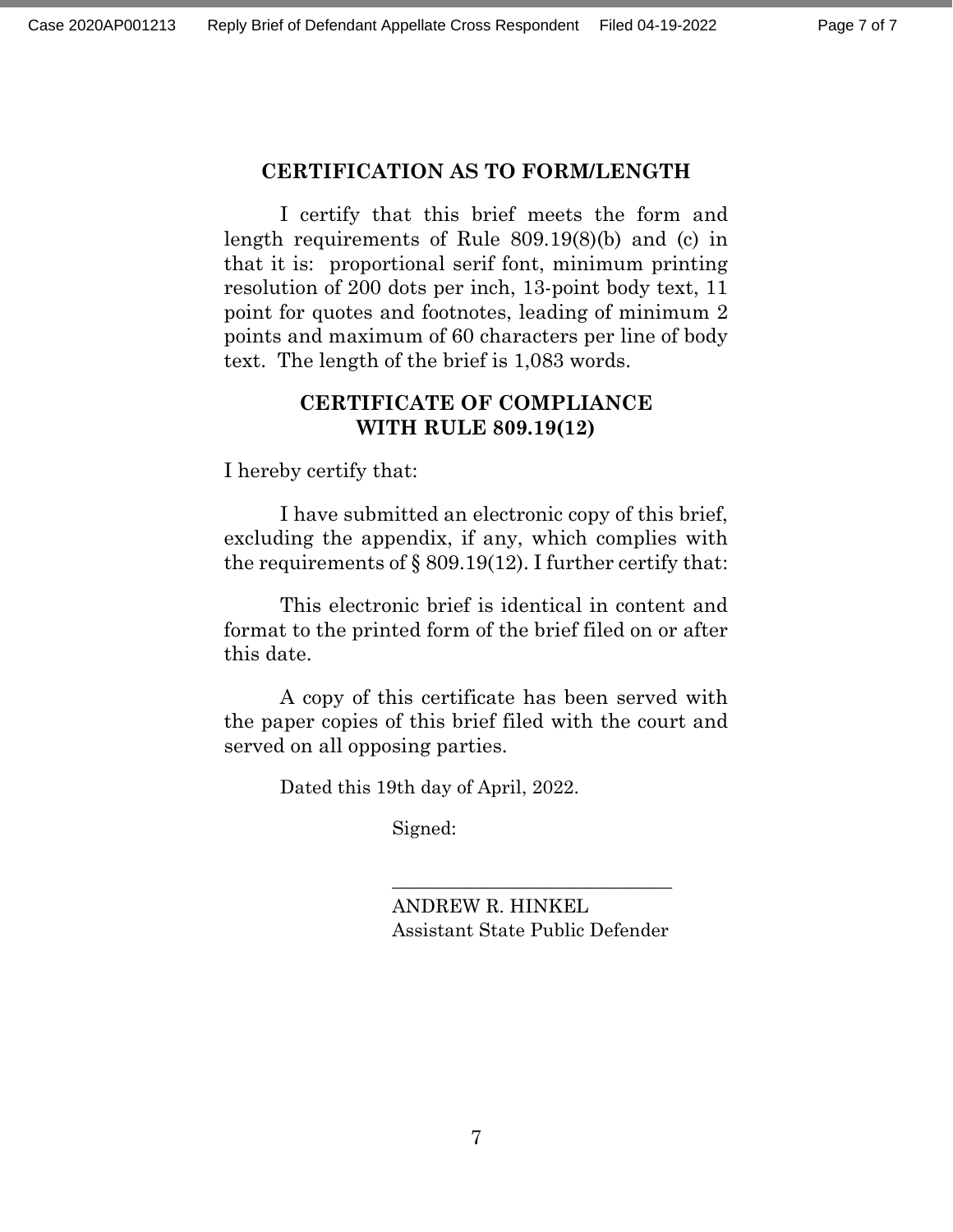## CERTIFICATION AS TO FORM/LENGTH

I certify that this brief meets the form and length requirements of Rule 809.19(8)(b) and (c) in that it is: proportional serif font, minimum printing resolution of 200 dots per inch, 13-point body text, 11 point for quotes and footnotes, leading of minimum 2 points and maximum of 60 characters per line of body text. The length of the brief is 1,083 words.

## CERTIFICATE OF COMPLIANCE WITH RULE 809.19(12)

I hereby certify that:

I have submitted an electronic copy of this brief, excluding the appendix, if any, which complies with the requirements of § 809.19(12). I further certify that:

This electronic brief is identical in content and format to the printed form of the brief filed on or after this date.

A copy of this certificate has been served with the paper copies of this brief filed with the court and served on all opposing parties.

Dated this 19th day of April, 2022.

Signed:

\_\_\_\_\_\_\_\_\_\_\_\_\_\_\_\_\_\_\_\_\_\_\_\_\_\_\_\_\_\_

ANDREW R. HINKEL
Assistant State Public Defender